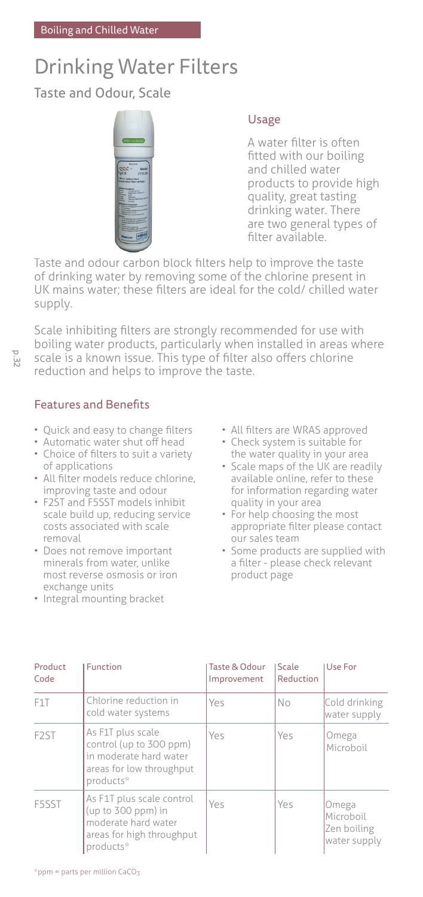Boiling and Chilled Water

# Drinking Water Filters

## Taste and Odour, Scale

### Usage

A water filter is often fitted with our boiling and chilled water products to provide high quality, great tasting drinking water. There are two general types of filter available.

Taste and odour carbon block filters help to improve the taste of drinking water by removing some of the chlorine present in UK mains water; these filters are ideal for the cold/ chilled water supply.

Scale inhibiting filters are strongly recommended for use with boiling water products, particularly when installed in areas where scale is a known issue. This type of filter also offers chlorine reduction and helps to improve the taste.

### Features and Benefits

- Quick and easy to change filters
- Automatic water shut off head
- Choice of filters to suit a variety of applications
- All filter models reduce chlorine, improving taste and odour
- F2ST and F5SST models inhibit scale build up, reducing service costs associated with scale removal
- Does not remove important minerals from water, unlike most reverse osmosis or iron exchange units
- Integral mounting bracket
- All filters are WRAS approved
- Check system is suitable for the water quality in your area
- Scale maps of the UK are readily available online, refer to these for information regarding water quality in your area
- For help choosing the most appropriate filter please contact our sales team
- Some products are supplied with a filter - please check relevant product page

| Product Code | Function | Taste & Odour Improvement | Scale Reduction | Use For |
|---|---|---|---|---|
| F1T | Chlorine reduction in cold water systems | Yes | No | Cold drinking water supply |
| F2ST | As F1T plus scale control (up to 300 ppm) in moderate hard water areas for low throughput products* | Yes | Yes | Omega Microboil |
| F5SST | As F1T plus scale control (up to 300 ppm) in moderate hard water areas for high throughput products* | Yes | Yes | Omega Microboil Zen boiling water supply |

*ppm = parts per million $CaCO_3$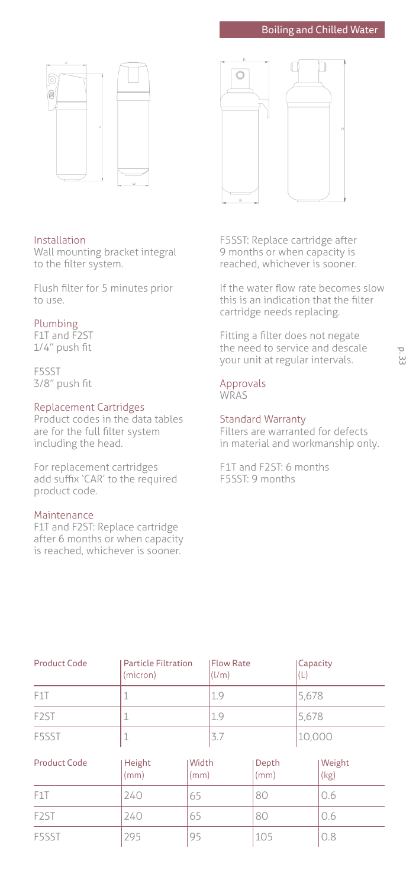## Installation

Wall mounting bracket integral to the filter system.

Flush filter for 5 minutes prior to use.

## Plumbing

F1T and F2ST
1/4" push fit

F5SST
3/8" push fit

## Replacement Cartridges

Product codes in the data tables are for the full filter system including the head.

For replacement cartridges add suffix 'CAR' to the required product code.

## Maintenance

F1T and F2ST: Replace cartridge after 6 months or when capacity is reached, whichever is sooner.

F5SST: Replace cartridge after 9 months or when capacity is reached, whichever is sooner.

If the water flow rate becomes slow this is an indication that the filter cartridge needs replacing.

Fitting a filter does not negate the need to service and descale your unit at regular intervals.

## Approvals

WRAS

## Standard Warranty

Filters are warranted for defects in material and workmanship only.

F1T and F2ST: 6 months
F5SST: 9 months

| Product Code | Particle Filtration (micron) | Flow Rate (l/m) | Capacity (L) |
|---|---|---|---|
| F1T | 1 | 1.9 | 5,678 |
| F2ST | 1 | 1.9 | 5,678 |
| F5SST | 1 | 3.7 | 10,000 |

| Product Code | Height (mm) | Width (mm) | Depth (mm) | Weight (kg) |
|---|---|---|---|---|
| F1T | 240 | 65 | 80 | 0.6 |
| F2ST | 240 | 65 | 80 | 0.6 |
| F5SST | 295 | 95 | 105 | 0.8 |